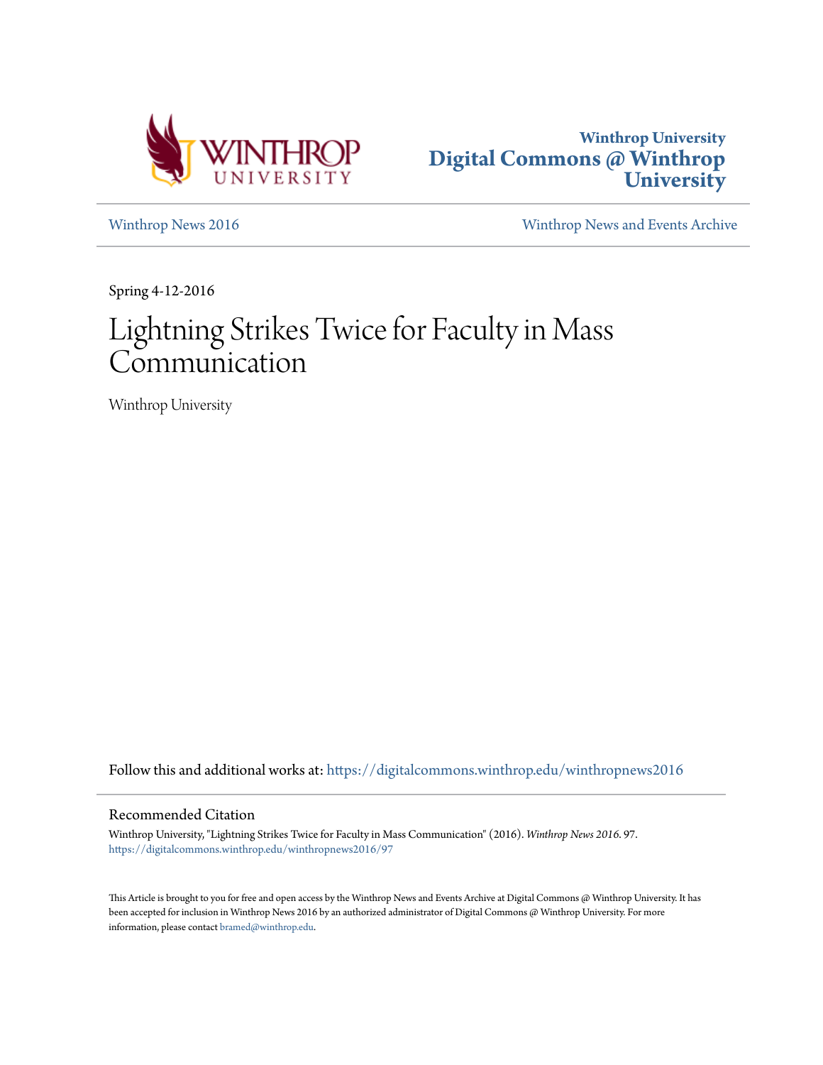Winthrop University
Digital Commons @ Winthrop University

Winthrop News 2016

Winthrop News and Events Archive

Spring 4-12-2016

# Lightning Strikes Twice for Faculty in Mass Communication

Winthrop University

Follow this and additional works at: https://digitalcommons.winthrop.edu/winthropnews2016

## Recommended Citation

Winthrop University, "Lightning Strikes Twice for Faculty in Mass Communication" (2016). *Winthrop News 2016*. 97.
https://digitalcommons.winthrop.edu/winthropnews2016/97

This Article is brought to you for free and open access by the Winthrop News and Events Archive at Digital Commons @ Winthrop University. It has been accepted for inclusion in Winthrop News 2016 by an authorized administrator of Digital Commons @ Winthrop University. For more information, please contact bramed@winthrop.edu.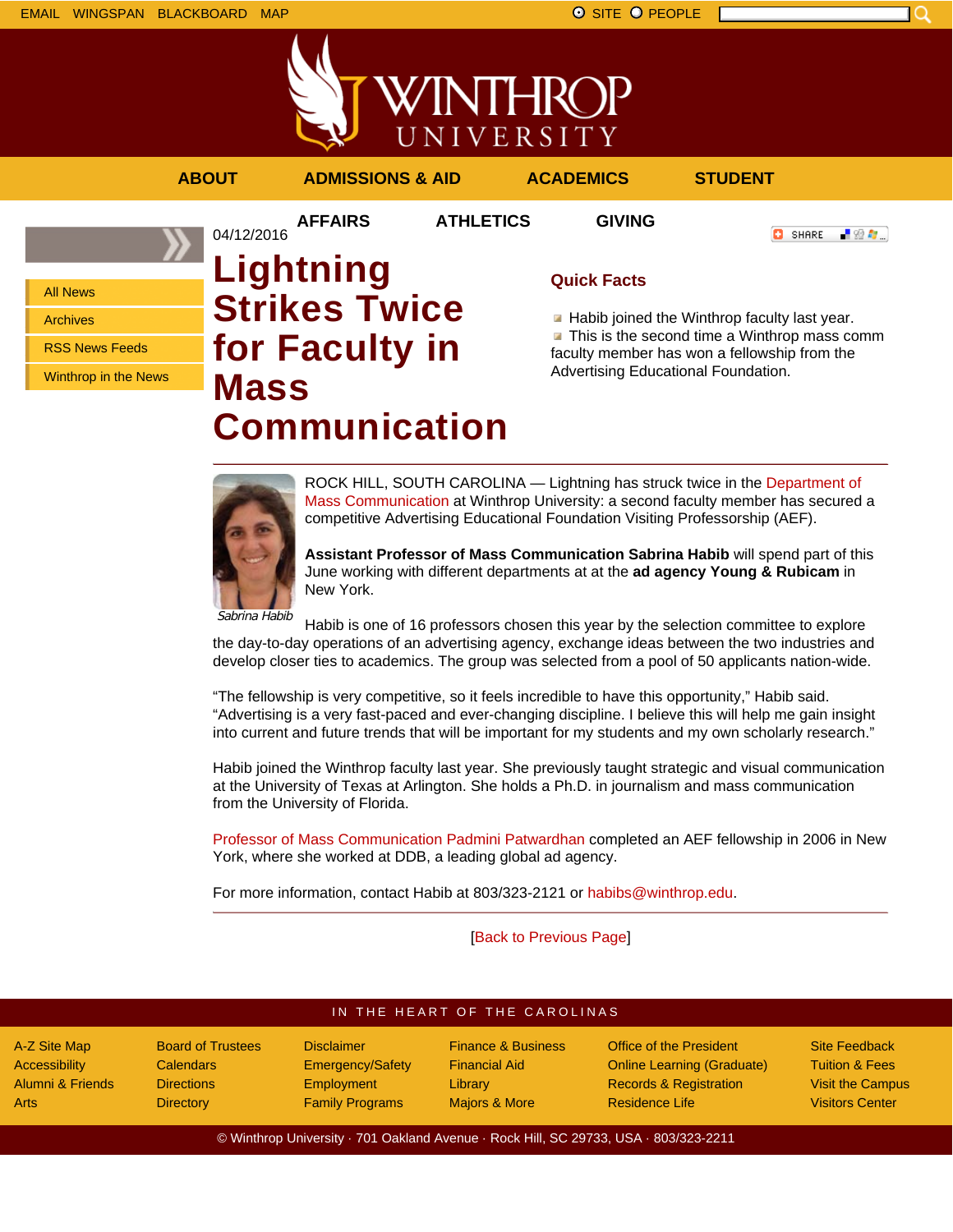EMAIL WINGSPAN BLACKBOARD MAP

SITE PEOPLE

ABOUT ADMISSIONS & AID ACADEMICS STUDENT AFFAIRS ATHLETICS GIVING

- All News
- Archives
- RSS News Feeds
- Winthrop in the News

04/12/2016

# Lightning Strikes Twice for Faculty in Mass Communication

## Quick Facts

- Habib joined the Winthrop faculty last year.
- This is the second time a Winthrop mass comm faculty member has won a fellowship from the Advertising Educational Foundation.

Sabrina Habib

ROCK HILL, SOUTH CAROLINA — Lightning has struck twice in the Department of Mass Communication at Winthrop University: a second faculty member has secured a competitive Advertising Educational Foundation Visiting Professorship (AEF).

**Assistant Professor of Mass Communication Sabrina Habib** will spend part of this June working with different departments at at the **ad agency Young & Rubicam** in New York.

Habib is one of 16 professors chosen this year by the selection committee to explore the day-to-day operations of an advertising agency, exchange ideas between the two industries and develop closer ties to academics. The group was selected from a pool of 50 applicants nation-wide.

"The fellowship is very competitive, so it feels incredible to have this opportunity," Habib said. "Advertising is a very fast-paced and ever-changing discipline. I believe this will help me gain insight into current and future trends that will be important for my students and my own scholarly research."

Habib joined the Winthrop faculty last year. She previously taught strategic and visual communication at the University of Texas at Arlington. She holds a Ph.D. in journalism and mass communication from the University of Florida.

Professor of Mass Communication Padmini Patwardhan completed an AEF fellowship in 2006 in New York, where she worked at DDB, a leading global ad agency.

For more information, contact Habib at 803/323-2121 or habibs@winthrop.edu.

[Back to Previous Page]

IN THE HEART OF THE CAROLINAS

A-Z Site Map
Accessibility
Alumni & Friends
Arts
Board of Trustees
Calendars
Directions
Directory
Disclaimer
Emergency/Safety
Employment
Family Programs
Finance & Business
Financial Aid
Library
Majors & More
Office of the President
Online Learning (Graduate)
Records & Registration
Residence Life
Site Feedback
Tuition & Fees
Visit the Campus
Visitors Center

© Winthrop University · 701 Oakland Avenue · Rock Hill, SC 29733, USA · 803/323-2211